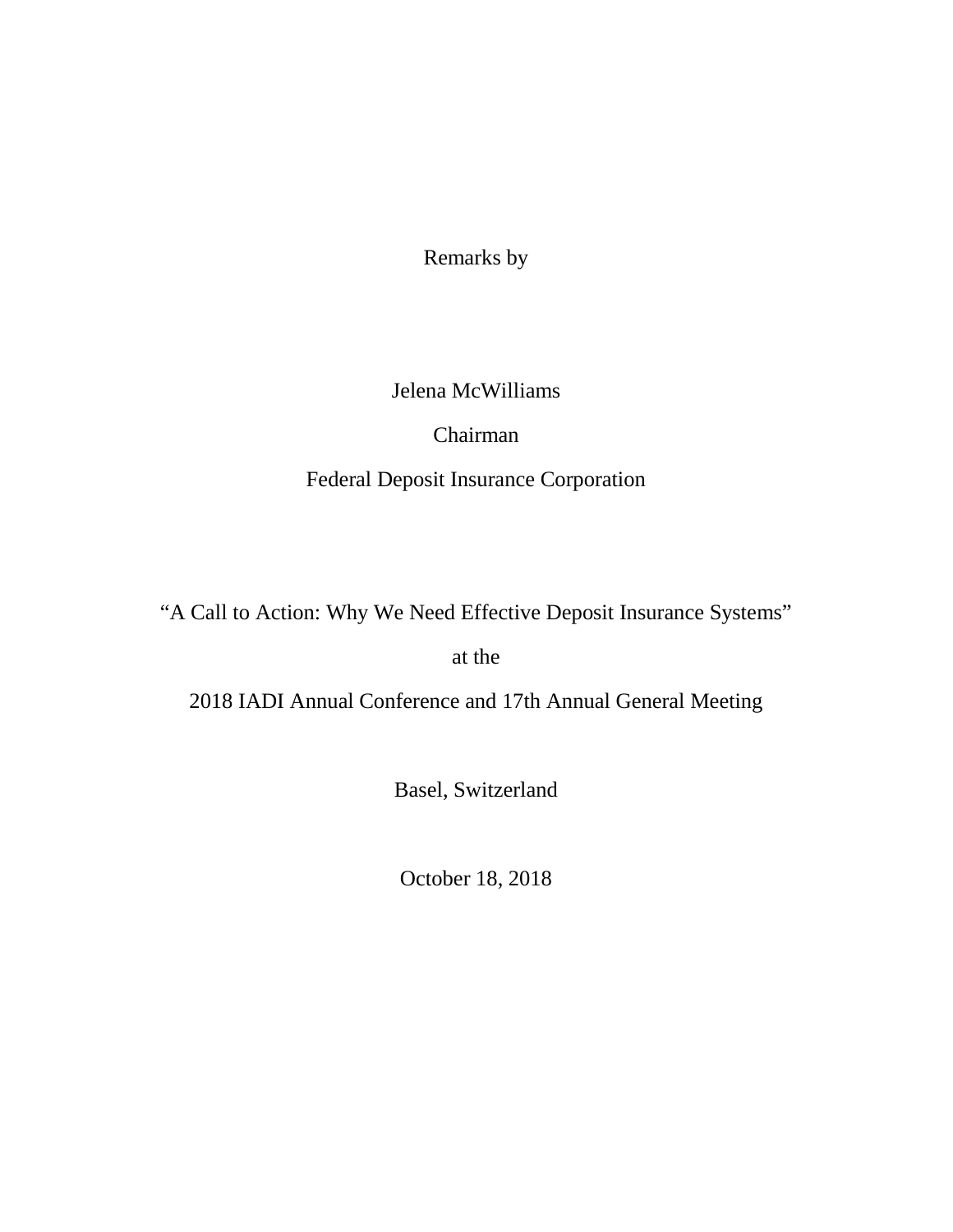Remarks by

Jelena McWilliams

Chairman

Federal Deposit Insurance Corporation

"A Call to Action: Why We Need Effective Deposit Insurance Systems"

at the

2018 IADI Annual Conference and 17th Annual General Meeting

Basel, Switzerland

October 18, 2018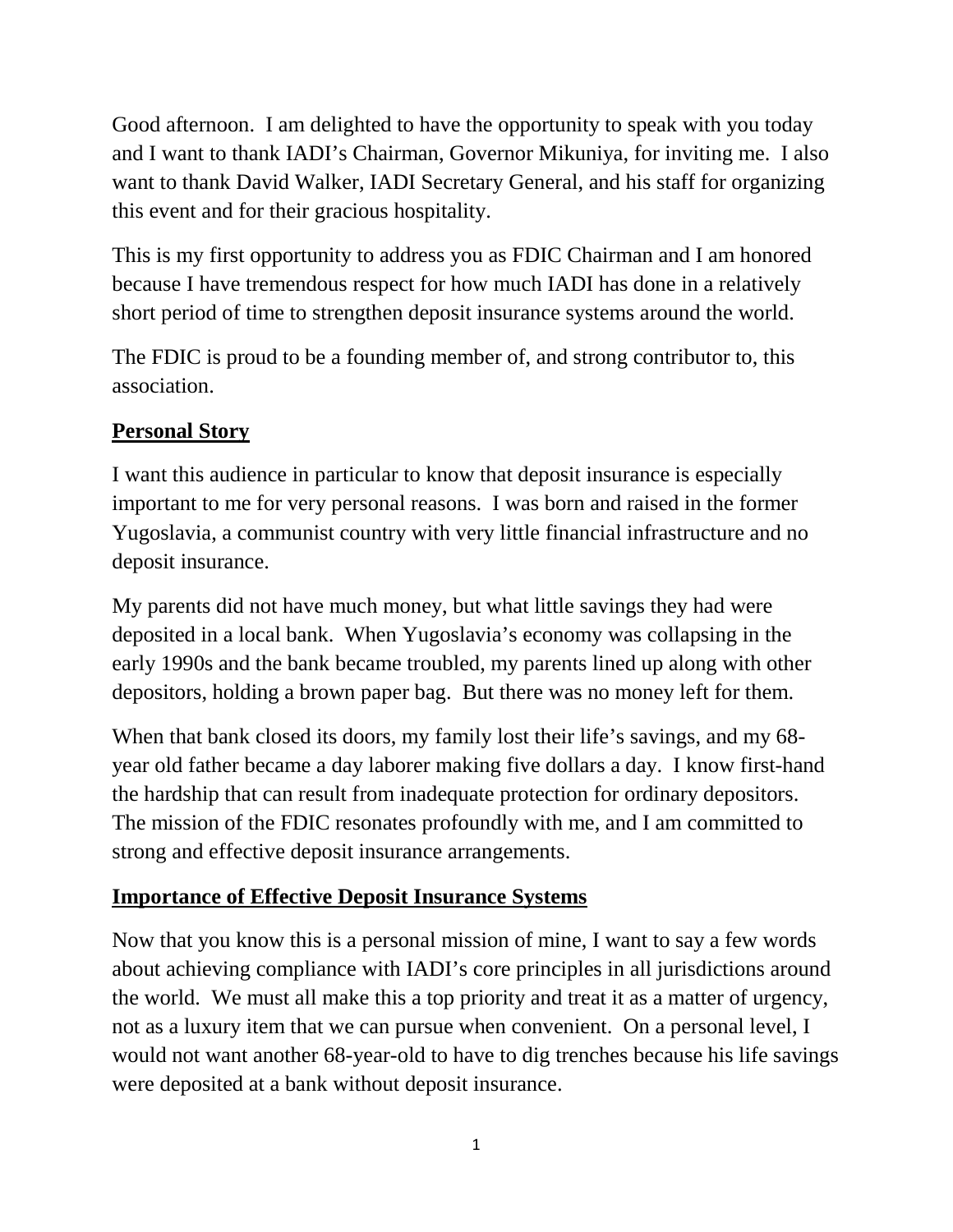Good afternoon. I am delighted to have the opportunity to speak with you today and I want to thank IADI's Chairman, Governor Mikuniya, for inviting me. I also want to thank David Walker, IADI Secretary General, and his staff for organizing this event and for their gracious hospitality.

This is my first opportunity to address you as FDIC Chairman and I am honored because I have tremendous respect for how much IADI has done in a relatively short period of time to strengthen deposit insurance systems around the world.

The FDIC is proud to be a founding member of, and strong contributor to, this association.

## Personal Story

I want this audience in particular to know that deposit insurance is especially important to me for very personal reasons. I was born and raised in the former Yugoslavia, a communist country with very little financial infrastructure and no deposit insurance.

My parents did not have much money, but what little savings they had were deposited in a local bank. When Yugoslavia's economy was collapsing in the early 1990s and the bank became troubled, my parents lined up along with other depositors, holding a brown paper bag. But there was no money left for them.

When that bank closed its doors, my family lost their life's savings, and my 68-year old father became a day laborer making five dollars a day. I know first-hand the hardship that can result from inadequate protection for ordinary depositors. The mission of the FDIC resonates profoundly with me, and I am committed to strong and effective deposit insurance arrangements.

## Importance of Effective Deposit Insurance Systems

Now that you know this is a personal mission of mine, I want to say a few words about achieving compliance with IADI's core principles in all jurisdictions around the world. We must all make this a top priority and treat it as a matter of urgency, not as a luxury item that we can pursue when convenient. On a personal level, I would not want another 68-year-old to have to dig trenches because his life savings were deposited at a bank without deposit insurance.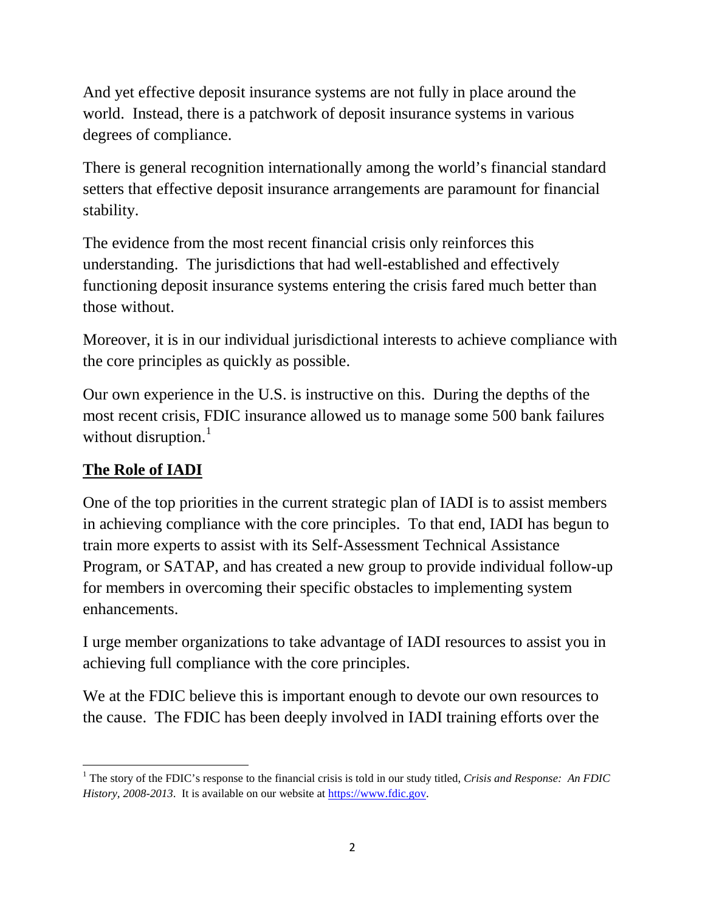And yet effective deposit insurance systems are not fully in place around the world. Instead, there is a patchwork of deposit insurance systems in various degrees of compliance.

There is general recognition internationally among the world's financial standard setters that effective deposit insurance arrangements are paramount for financial stability.

The evidence from the most recent financial crisis only reinforces this understanding. The jurisdictions that had well-established and effectively functioning deposit insurance systems entering the crisis fared much better than those without.

Moreover, it is in our individual jurisdictional interests to achieve compliance with the core principles as quickly as possible.

Our own experience in the U.S. is instructive on this. During the depths of the most recent crisis, FDIC insurance allowed us to manage some 500 bank failures without disruption.[1]

## **The Role of IADI**

One of the top priorities in the current strategic plan of IADI is to assist members in achieving compliance with the core principles. To that end, IADI has begun to train more experts to assist with its Self-Assessment Technical Assistance Program, or SATAP, and has created a new group to provide individual follow-up for members in overcoming their specific obstacles to implementing system enhancements.

I urge member organizations to take advantage of IADI resources to assist you in achieving full compliance with the core principles.

We at the FDIC believe this is important enough to devote our own resources to the cause. The FDIC has been deeply involved in IADI training efforts over the

---

[1] The story of the FDIC's response to the financial crisis is told in our study titled, *Crisis and Response: An FDIC History, 2008-2013*. It is available on our website at https://www.fdic.gov.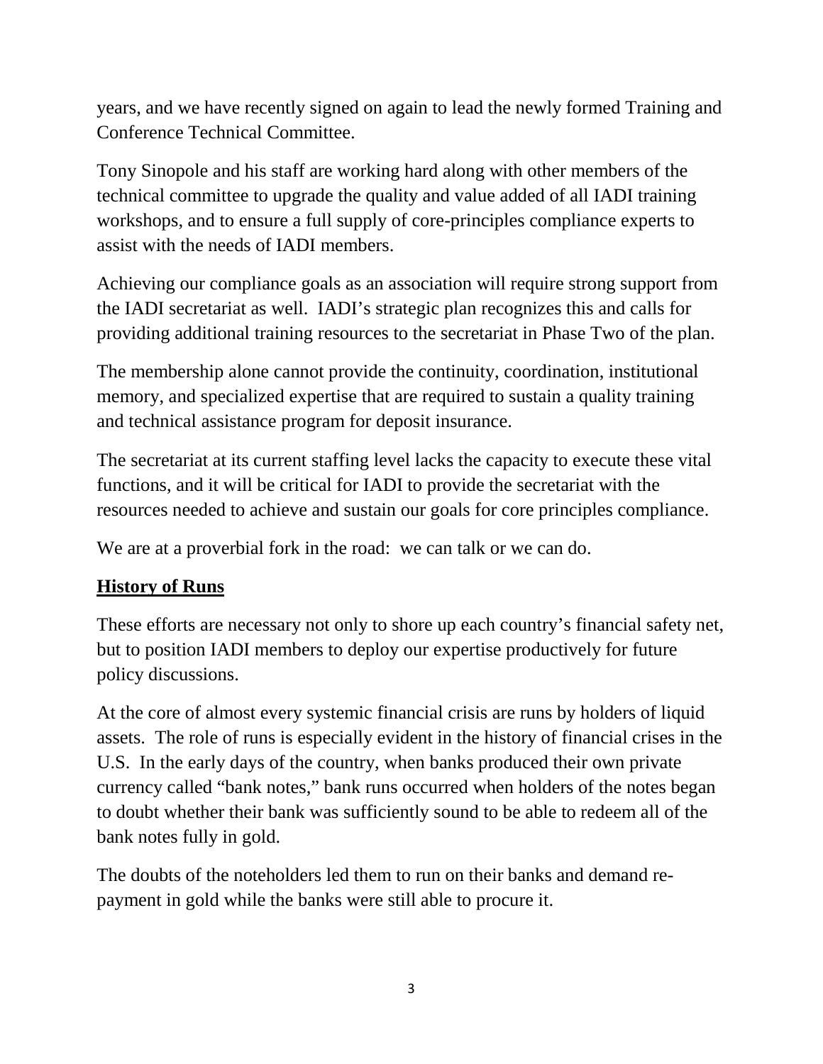years, and we have recently signed on again to lead the newly formed Training and Conference Technical Committee.

Tony Sinopole and his staff are working hard along with other members of the technical committee to upgrade the quality and value added of all IADI training workshops, and to ensure a full supply of core-principles compliance experts to assist with the needs of IADI members.

Achieving our compliance goals as an association will require strong support from the IADI secretariat as well. IADI's strategic plan recognizes this and calls for providing additional training resources to the secretariat in Phase Two of the plan.

The membership alone cannot provide the continuity, coordination, institutional memory, and specialized expertise that are required to sustain a quality training and technical assistance program for deposit insurance.

The secretariat at its current staffing level lacks the capacity to execute these vital functions, and it will be critical for IADI to provide the secretariat with the resources needed to achieve and sustain our goals for core principles compliance.

We are at a proverbial fork in the road: we can talk or we can do.

## History of Runs

These efforts are necessary not only to shore up each country's financial safety net, but to position IADI members to deploy our expertise productively for future policy discussions.

At the core of almost every systemic financial crisis are runs by holders of liquid assets. The role of runs is especially evident in the history of financial crises in the U.S. In the early days of the country, when banks produced their own private currency called "bank notes," bank runs occurred when holders of the notes began to doubt whether their bank was sufficiently sound to be able to redeem all of the bank notes fully in gold.

The doubts of the noteholders led them to run on their banks and demand re-payment in gold while the banks were still able to procure it.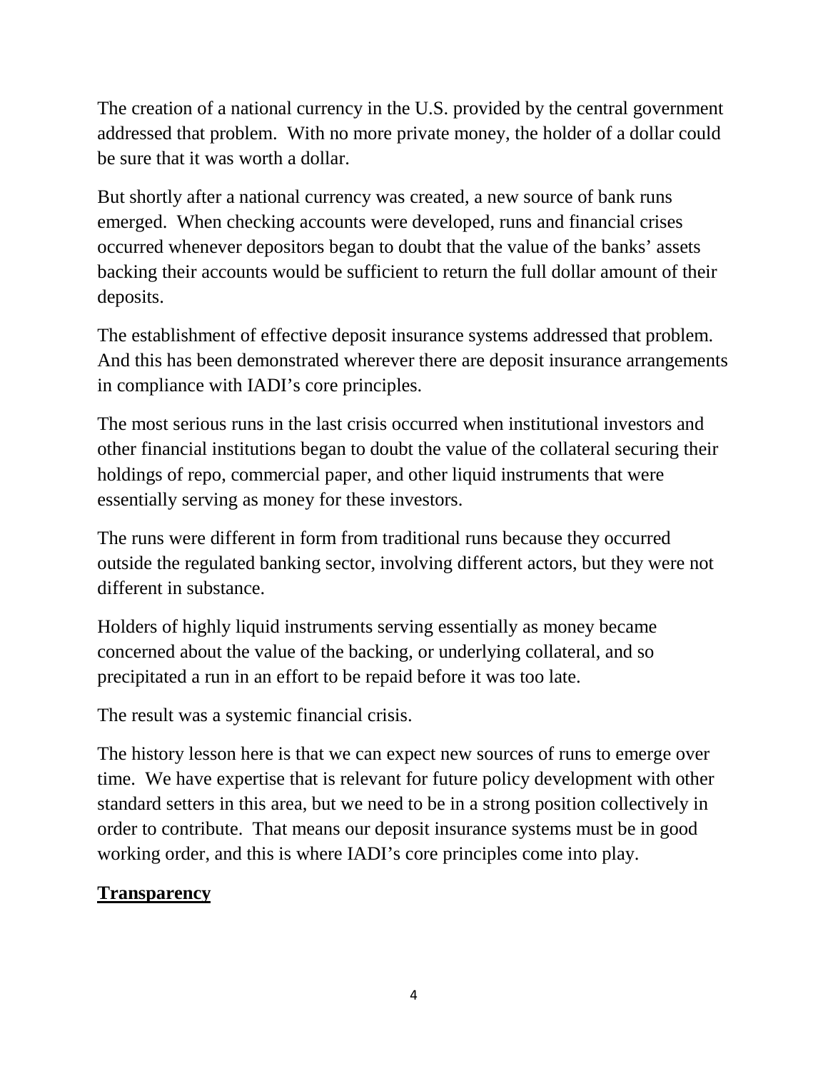The creation of a national currency in the U.S. provided by the central government addressed that problem. With no more private money, the holder of a dollar could be sure that it was worth a dollar.

But shortly after a national currency was created, a new source of bank runs emerged. When checking accounts were developed, runs and financial crises occurred whenever depositors began to doubt that the value of the banks' assets backing their accounts would be sufficient to return the full dollar amount of their deposits.

The establishment of effective deposit insurance systems addressed that problem. And this has been demonstrated wherever there are deposit insurance arrangements in compliance with IADI's core principles.

The most serious runs in the last crisis occurred when institutional investors and other financial institutions began to doubt the value of the collateral securing their holdings of repo, commercial paper, and other liquid instruments that were essentially serving as money for these investors.

The runs were different in form from traditional runs because they occurred outside the regulated banking sector, involving different actors, but they were not different in substance.

Holders of highly liquid instruments serving essentially as money became concerned about the value of the backing, or underlying collateral, and so precipitated a run in an effort to be repaid before it was too late.

The result was a systemic financial crisis.

The history lesson here is that we can expect new sources of runs to emerge over time. We have expertise that is relevant for future policy development with other standard setters in this area, but we need to be in a strong position collectively in order to contribute. That means our deposit insurance systems must be in good working order, and this is where IADI's core principles come into play.

## Transparency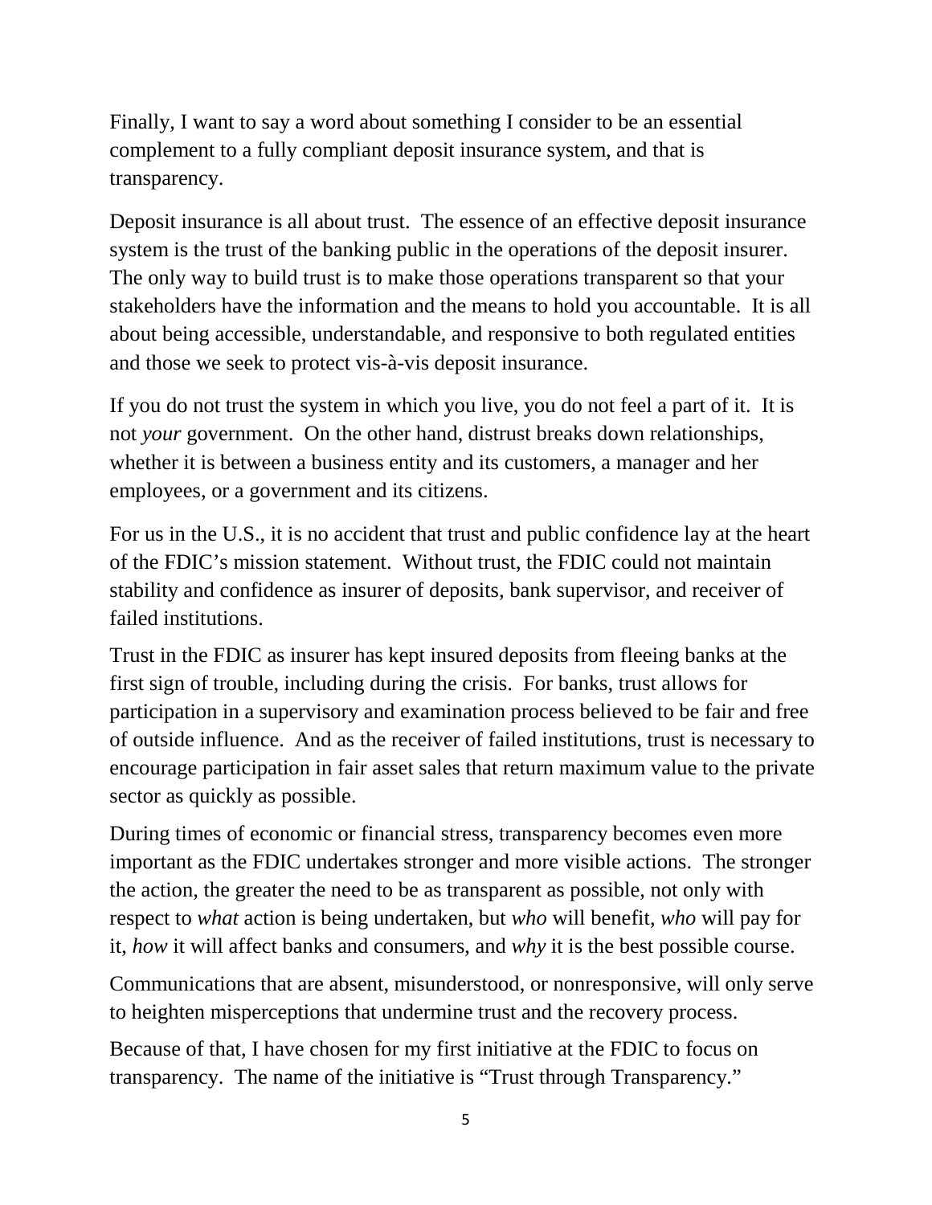Finally, I want to say a word about something I consider to be an essential complement to a fully compliant deposit insurance system, and that is transparency.

Deposit insurance is all about trust. The essence of an effective deposit insurance system is the trust of the banking public in the operations of the deposit insurer. The only way to build trust is to make those operations transparent so that your stakeholders have the information and the means to hold you accountable. It is all about being accessible, understandable, and responsive to both regulated entities and those we seek to protect vis-à-vis deposit insurance.

If you do not trust the system in which you live, you do not feel a part of it. It is not *your* government. On the other hand, distrust breaks down relationships, whether it is between a business entity and its customers, a manager and her employees, or a government and its citizens.

For us in the U.S., it is no accident that trust and public confidence lay at the heart of the FDIC's mission statement. Without trust, the FDIC could not maintain stability and confidence as insurer of deposits, bank supervisor, and receiver of failed institutions.

Trust in the FDIC as insurer has kept insured deposits from fleeing banks at the first sign of trouble, including during the crisis. For banks, trust allows for participation in a supervisory and examination process believed to be fair and free of outside influence. And as the receiver of failed institutions, trust is necessary to encourage participation in fair asset sales that return maximum value to the private sector as quickly as possible.

During times of economic or financial stress, transparency becomes even more important as the FDIC undertakes stronger and more visible actions. The stronger the action, the greater the need to be as transparent as possible, not only with respect to *what* action is being undertaken, but *who* will benefit, *who* will pay for it, *how* it will affect banks and consumers, and *why* it is the best possible course.

Communications that are absent, misunderstood, or nonresponsive, will only serve to heighten misperceptions that undermine trust and the recovery process.

Because of that, I have chosen for my first initiative at the FDIC to focus on transparency. The name of the initiative is "Trust through Transparency."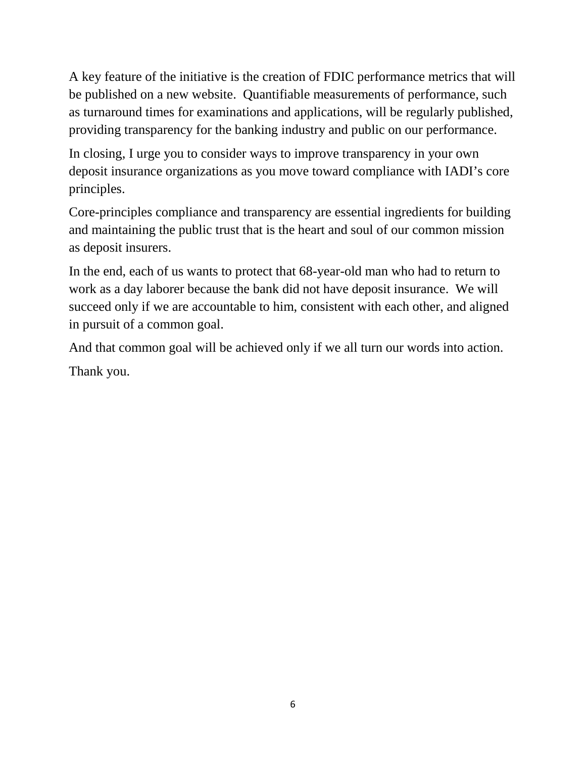A key feature of the initiative is the creation of FDIC performance metrics that will be published on a new website.  Quantifiable measurements of performance, such as turnaround times for examinations and applications, will be regularly published, providing transparency for the banking industry and public on our performance.

In closing, I urge you to consider ways to improve transparency in your own deposit insurance organizations as you move toward compliance with IADI's core principles.

Core-principles compliance and transparency are essential ingredients for building and maintaining the public trust that is the heart and soul of our common mission as deposit insurers.

In the end, each of us wants to protect that 68-year-old man who had to return to work as a day laborer because the bank did not have deposit insurance.  We will succeed only if we are accountable to him, consistent with each other, and aligned in pursuit of a common goal.

And that common goal will be achieved only if we all turn our words into action.

Thank you.